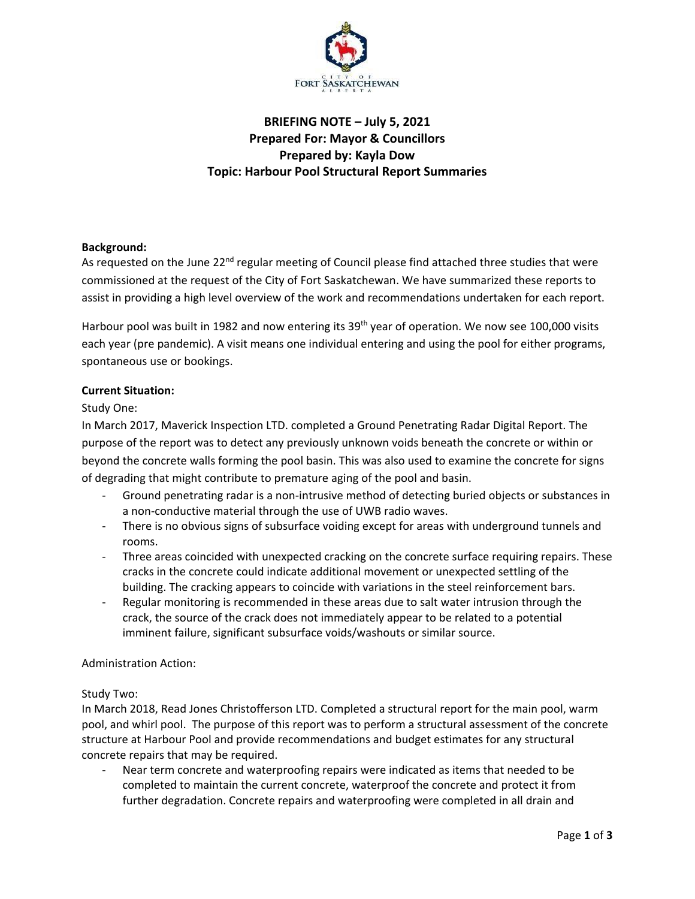**BRIEFING NOTE – July 5, 2021**
**Prepared For: Mayor & Councillors**
**Prepared by: Kayla Dow**
**Topic: Harbour Pool Structural Report Summaries**

**Background:**

As requested on the June 22nd regular meeting of Council please find attached three studies that were commissioned at the request of the City of Fort Saskatchewan. We have summarized these reports to assist in providing a high level overview of the work and recommendations undertaken for each report.

Harbour pool was built in 1982 and now entering its 39th year of operation. We now see 100,000 visits each year (pre pandemic). A visit means one individual entering and using the pool for either programs, spontaneous use or bookings.

**Current Situation:**

Study One:

In March 2017, Maverick Inspection LTD. completed a Ground Penetrating Radar Digital Report. The purpose of the report was to detect any previously unknown voids beneath the concrete or within or beyond the concrete walls forming the pool basin. This was also used to examine the concrete for signs of degrading that might contribute to premature aging of the pool and basin.

- Ground penetrating radar is a non-intrusive method of detecting buried objects or substances in a non-conductive material through the use of UWB radio waves.
- There is no obvious signs of subsurface voiding except for areas with underground tunnels and rooms.
- Three areas coincided with unexpected cracking on the concrete surface requiring repairs. These cracks in the concrete could indicate additional movement or unexpected settling of the building. The cracking appears to coincide with variations in the steel reinforcement bars.
- Regular monitoring is recommended in these areas due to salt water intrusion through the crack, the source of the crack does not immediately appear to be related to a potential imminent failure, significant subsurface voids/washouts or similar source.

Administration Action:

Study Two:

In March 2018, Read Jones Christofferson LTD. Completed a structural report for the main pool, warm pool, and whirl pool. The purpose of this report was to perform a structural assessment of the concrete structure at Harbour Pool and provide recommendations and budget estimates for any structural concrete repairs that may be required.

- Near term concrete and waterproofing repairs were indicated as items that needed to be completed to maintain the current concrete, waterproof the concrete and protect it from further degradation. Concrete repairs and waterproofing were completed in all drain and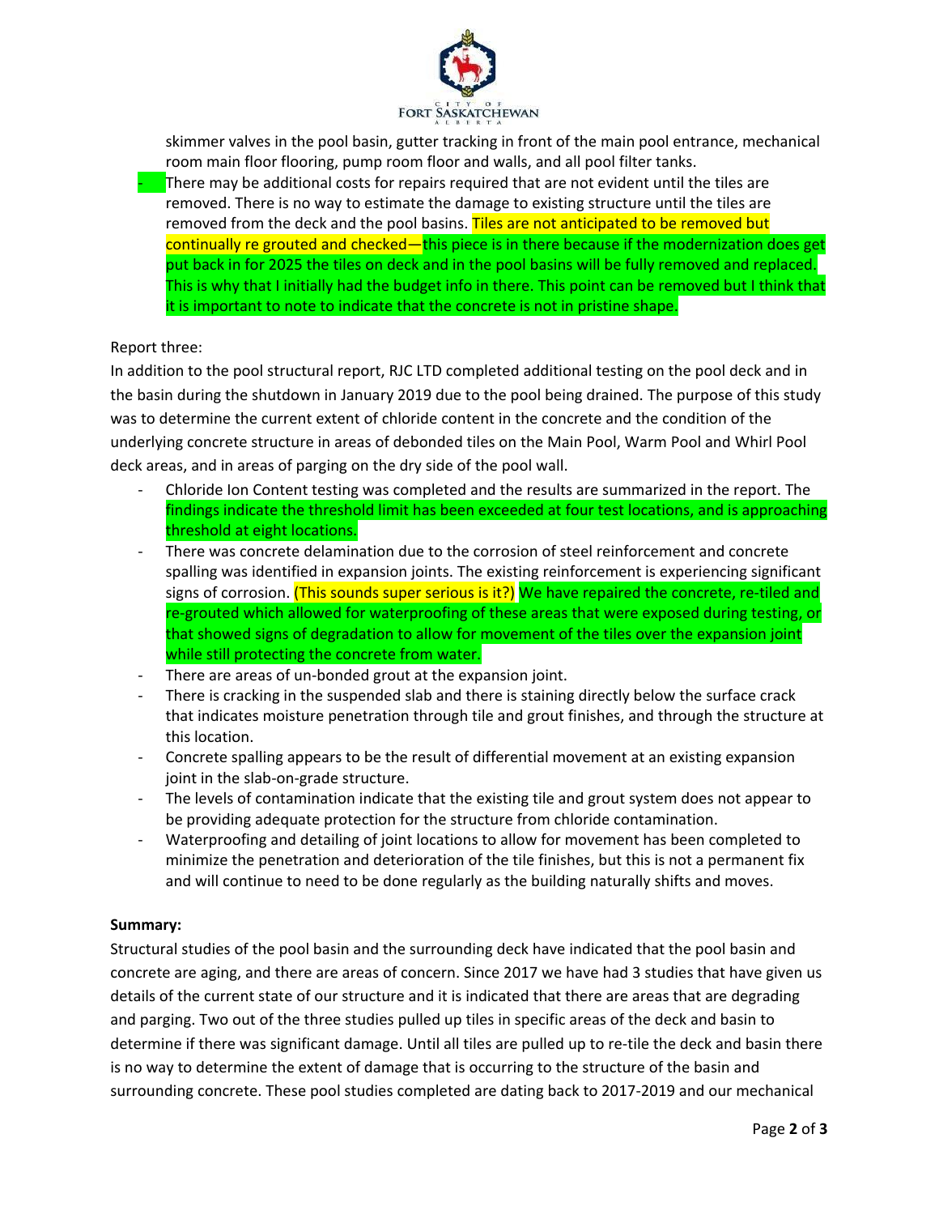skimmer valves in the pool basin, gutter tracking in front of the main pool entrance, mechanical room main floor flooring, pump room floor and walls, and all pool filter tanks.

- There may be additional costs for repairs required that are not evident until the tiles are removed. There is no way to estimate the damage to existing structure until the tiles are removed from the deck and the pool basins. Tiles are not anticipated to be removed but continually re grouted and checked—this piece is in there because if the modernization does get put back in for 2025 the tiles on deck and in the pool basins will be fully removed and replaced. This is why that I initially had the budget info in there. This point can be removed but I think that it is important to note to indicate that the concrete is not in pristine shape.

Report three:

In addition to the pool structural report, RJC LTD completed additional testing on the pool deck and in the basin during the shutdown in January 2019 due to the pool being drained. The purpose of this study was to determine the current extent of chloride content in the concrete and the condition of the underlying concrete structure in areas of debonded tiles on the Main Pool, Warm Pool and Whirl Pool deck areas, and in areas of parging on the dry side of the pool wall.

- Chloride Ion Content testing was completed and the results are summarized in the report. The findings indicate the threshold limit has been exceeded at four test locations, and is approaching threshold at eight locations.
- There was concrete delamination due to the corrosion of steel reinforcement and concrete spalling was identified in expansion joints. The existing reinforcement is experiencing significant signs of corrosion. (This sounds super serious is it?) We have repaired the concrete, re-tiled and re-grouted which allowed for waterproofing of these areas that were exposed during testing, or that showed signs of degradation to allow for movement of the tiles over the expansion joint while still protecting the concrete from water.
- There are areas of un-bonded grout at the expansion joint.
- There is cracking in the suspended slab and there is staining directly below the surface crack that indicates moisture penetration through tile and grout finishes, and through the structure at this location.
- Concrete spalling appears to be the result of differential movement at an existing expansion joint in the slab-on-grade structure.
- The levels of contamination indicate that the existing tile and grout system does not appear to be providing adequate protection for the structure from chloride contamination.
- Waterproofing and detailing of joint locations to allow for movement has been completed to minimize the penetration and deterioration of the tile finishes, but this is not a permanent fix and will continue to need to be done regularly as the building naturally shifts and moves.

**Summary:**

Structural studies of the pool basin and the surrounding deck have indicated that the pool basin and concrete are aging, and there are areas of concern. Since 2017 we have had 3 studies that have given us details of the current state of our structure and it is indicated that there are areas that are degrading and parging. Two out of the three studies pulled up tiles in specific areas of the deck and basin to determine if there was significant damage. Until all tiles are pulled up to re-tile the deck and basin there is no way to determine the extent of damage that is occurring to the structure of the basin and surrounding concrete. These pool studies completed are dating back to 2017-2019 and our mechanical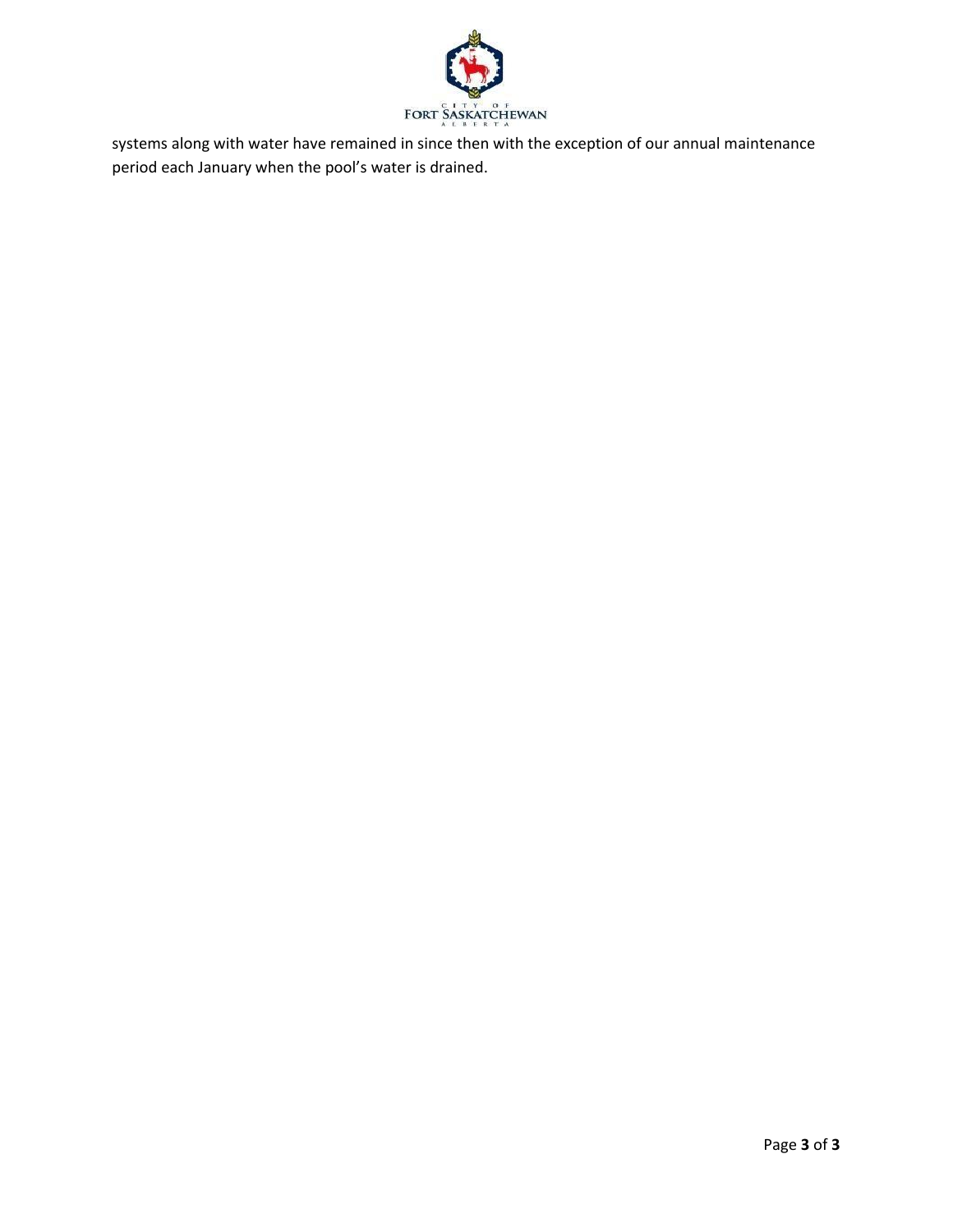systems along with water have remained in since then with the exception of our annual maintenance period each January when the pool's water is drained.